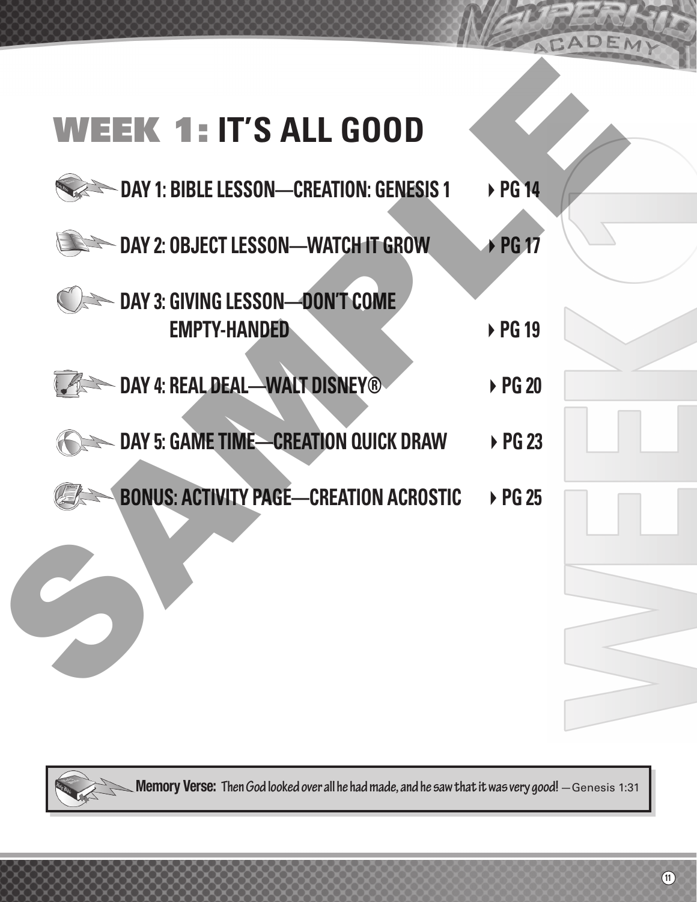# WEEK 1: IT'S ALL GOOD

**DAY 1: BIBLE LESSON—CREATION: GENESIS 1** ▸ PG 14

**DAY 2: OBJECT LESSON—WATCH IT GROW** ▸ PG 17

**DAY 3: GIVING LESSON—DON'T COME EMPTY-HANDED** ▸ PG 19

**DAY 4: REAL DEAL—WALT DISNEY®** ▸ PG 20

**DAY 5: GAME TIME—CREATION QUICK DRAW** ▸ PG 23

**BONUS: ACTIVITY PAGE—CREATION ACROSTIC** ▸ PG 25

**Memory Verse:** *Then God looked over all he had made, and he saw that it was very good!* —Genesis 1:31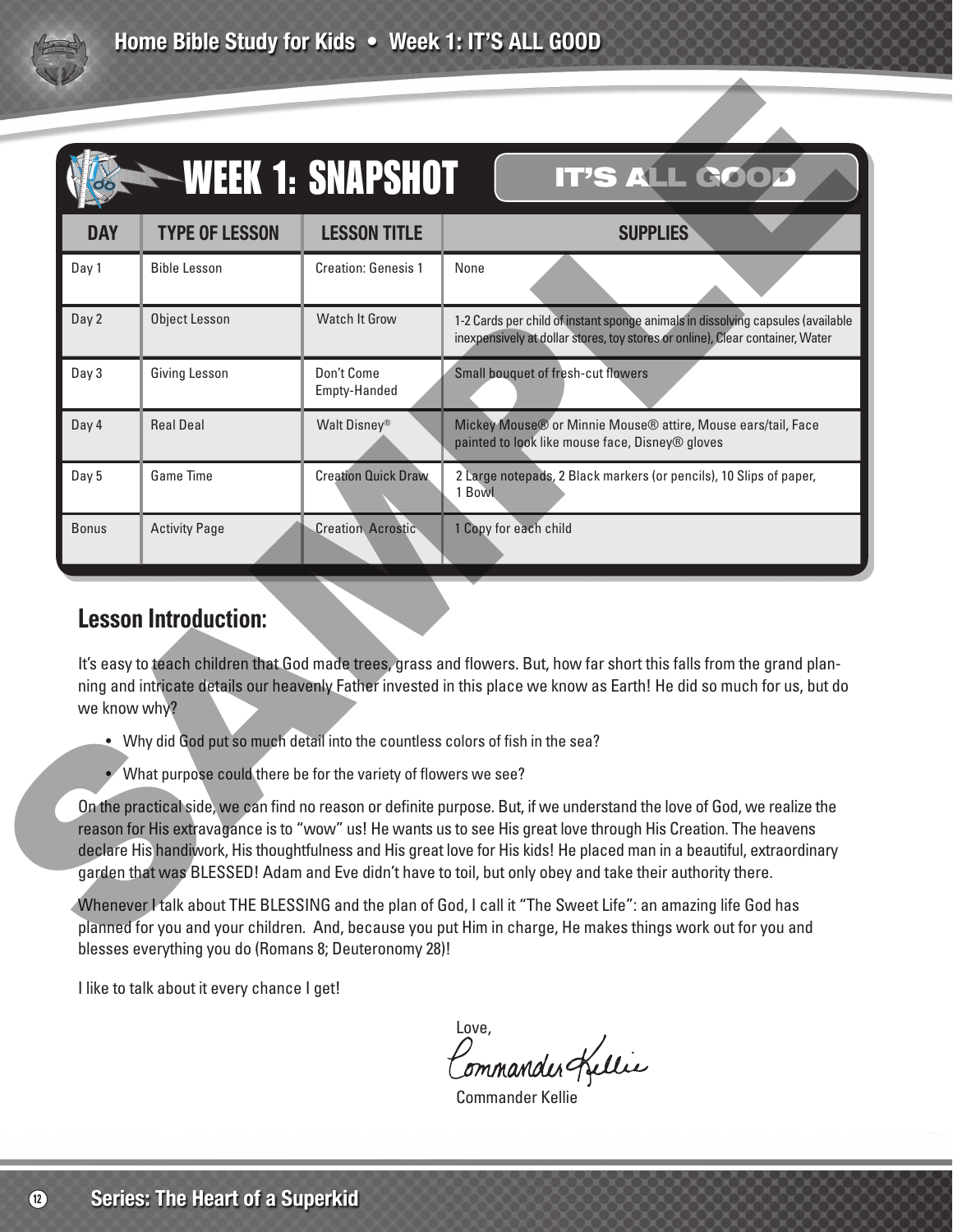# WEEK 1: SNAPSHOT — IT'S ALL GOOD

| DAY | TYPE OF LESSON | LESSON TITLE | SUPPLIES |
|---|---|---|---|
| Day 1 | Bible Lesson | Creation: Genesis 1 | None |
| Day 2 | Object Lesson | Watch It Grow | 1-2 Cards per child of instant sponge animals in dissolving capsules (available inexpensively at dollar stores, toy stores or online), Clear container, Water |
| Day 3 | Giving Lesson | Don't Come Empty-Handed | Small bouquet of fresh-cut flowers |
| Day 4 | Real Deal | Walt Disney® | Mickey Mouse® or Minnie Mouse® attire, Mouse ears/tail, Face painted to look like mouse face, Disney® gloves |
| Day 5 | Game Time | Creation Quick Draw | 2 Large notepads, 2 Black markers (or pencils), 10 Slips of paper, 1 Bowl |
| Bonus | Activity Page | Creation Acrostic | 1 Copy for each child |

## Lesson Introduction:

It's easy to teach children that God made trees, grass and flowers. But, how far short this falls from the grand planning and intricate details our heavenly Father invested in this place we know as Earth! He did so much for us, but do we know why?

- Why did God put so much detail into the countless colors of fish in the sea?
- What purpose could there be for the variety of flowers we see?

On the practical side, we can find no reason or definite purpose. But, if we understand the love of God, we realize the reason for His extravagance is to "wow" us! He wants us to see His great love through His Creation. The heavens declare His handiwork, His thoughtfulness and His great love for His kids! He placed man in a beautiful, extraordinary garden that was BLESSED! Adam and Eve didn't have to toil, but only obey and take their authority there.

Whenever I talk about THE BLESSING and the plan of God, I call it "The Sweet Life": an amazing life God has planned for you and your children. And, because you put Him in charge, He makes things work out for you and blesses everything you do (Romans 8; Deuteronomy 28)!

I like to talk about it every chance I get!

Love,

Commander Kellie

Commander Kellie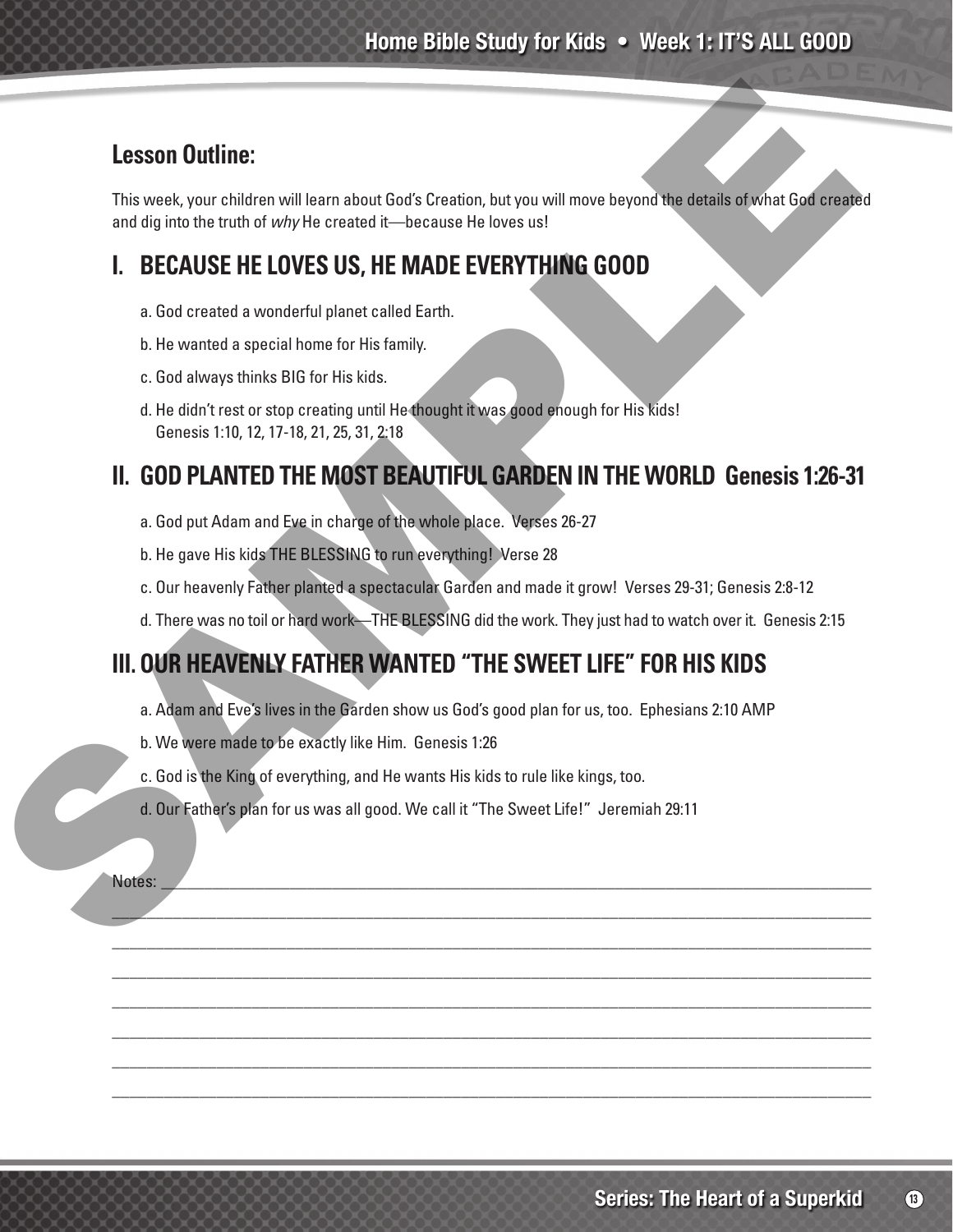## Lesson Outline:

This week, your children will learn about God's Creation, but you will move beyond the details of what God created and dig into the truth of *why* He created it—because He loves us!

## I. BECAUSE HE LOVES US, HE MADE EVERYTHING GOOD

a. God created a wonderful planet called Earth.

b. He wanted a special home for His family.

c. God always thinks BIG for His kids.

d. He didn't rest or stop creating until He thought it was good enough for His kids!
Genesis 1:10, 12, 17-18, 21, 25, 31, 2:18

## II. GOD PLANTED THE MOST BEAUTIFUL GARDEN IN THE WORLD Genesis 1:26-31

a. God put Adam and Eve in charge of the whole place. Verses 26-27

b. He gave His kids THE BLESSING to run everything! Verse 28

c. Our heavenly Father planted a spectacular Garden and made it grow! Verses 29-31; Genesis 2:8-12

d. There was no toil or hard work—THE BLESSING did the work. They just had to watch over it. Genesis 2:15

## III. OUR HEAVENLY FATHER WANTED "THE SWEET LIFE" FOR HIS KIDS

a. Adam and Eve's lives in the Garden show us God's good plan for us, too. Ephesians 2:10 AMP

b. We were made to be exactly like Him. Genesis 1:26

c. God is the King of everything, and He wants His kids to rule like kings, too.

d. Our Father's plan for us was all good. We call it "The Sweet Life!" Jeremiah 29:11

Notes: ______________________________________________________________________________

______________________________________________________________________________

______________________________________________________________________________

______________________________________________________________________________

______________________________________________________________________________

______________________________________________________________________________

______________________________________________________________________________

______________________________________________________________________________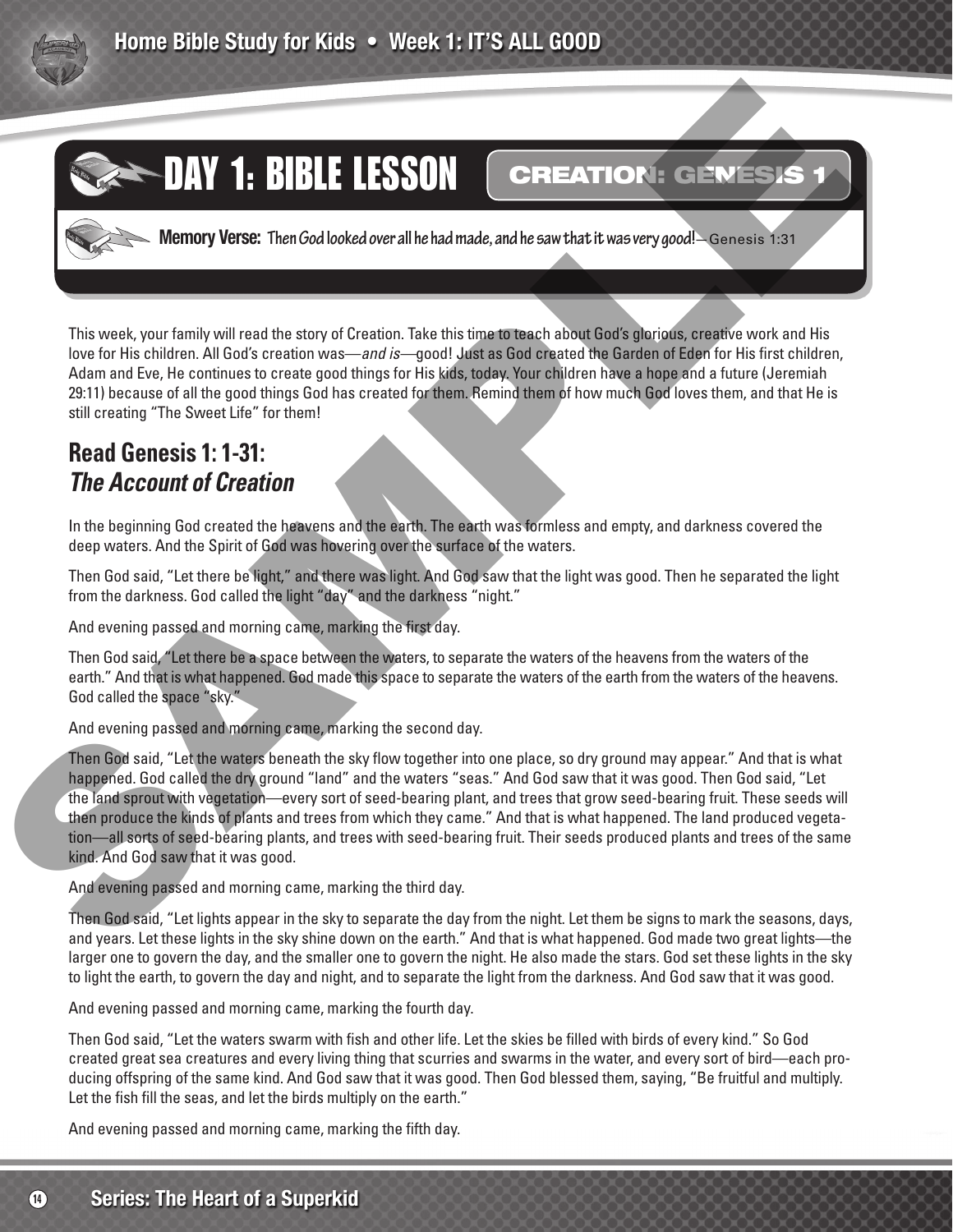## DAY 1: BIBLE LESSON

**CREATION: GENESIS 1**

**Memory Verse:** *Then God looked over all he had made, and he saw that it was very good!*—Genesis 1:31

This week, your family will read the story of Creation. Take this time to teach about God's glorious, creative work and His love for His children. All God's creation was—*and is*—good! Just as God created the Garden of Eden for His first children, Adam and Eve, He continues to create good things for His kids, today. Your children have a hope and a future (Jeremiah 29:11) because of all the good things God has created for them. Remind them of how much God loves them, and that He is still creating "The Sweet Life" for them!

## Read Genesis 1: 1-31:
### *The Account of Creation*

In the beginning God created the heavens and the earth. The earth was formless and empty, and darkness covered the deep waters. And the Spirit of God was hovering over the surface of the waters.

Then God said, "Let there be light," and there was light. And God saw that the light was good. Then he separated the light from the darkness. God called the light "day" and the darkness "night."

And evening passed and morning came, marking the first day.

Then God said, "Let there be a space between the waters, to separate the waters of the heavens from the waters of the earth." And that is what happened. God made this space to separate the waters of the earth from the waters of the heavens. God called the space "sky."

And evening passed and morning came, marking the second day.

Then God said, "Let the waters beneath the sky flow together into one place, so dry ground may appear." And that is what happened. God called the dry ground "land" and the waters "seas." And God saw that it was good. Then God said, "Let the land sprout with vegetation—every sort of seed-bearing plant, and trees that grow seed-bearing fruit. These seeds will then produce the kinds of plants and trees from which they came." And that is what happened. The land produced vegetation—all sorts of seed-bearing plants, and trees with seed-bearing fruit. Their seeds produced plants and trees of the same kind. And God saw that it was good.

And evening passed and morning came, marking the third day.

Then God said, "Let lights appear in the sky to separate the day from the night. Let them be signs to mark the seasons, days, and years. Let these lights in the sky shine down on the earth." And that is what happened. God made two great lights—the larger one to govern the day, and the smaller one to govern the night. He also made the stars. God set these lights in the sky to light the earth, to govern the day and night, and to separate the light from the darkness. And God saw that it was good.

And evening passed and morning came, marking the fourth day.

Then God said, "Let the waters swarm with fish and other life. Let the skies be filled with birds of every kind." So God created great sea creatures and every living thing that scurries and swarms in the water, and every sort of bird—each producing offspring of the same kind. And God saw that it was good. Then God blessed them, saying, "Be fruitful and multiply. Let the fish fill the seas, and let the birds multiply on the earth."

And evening passed and morning came, marking the fifth day.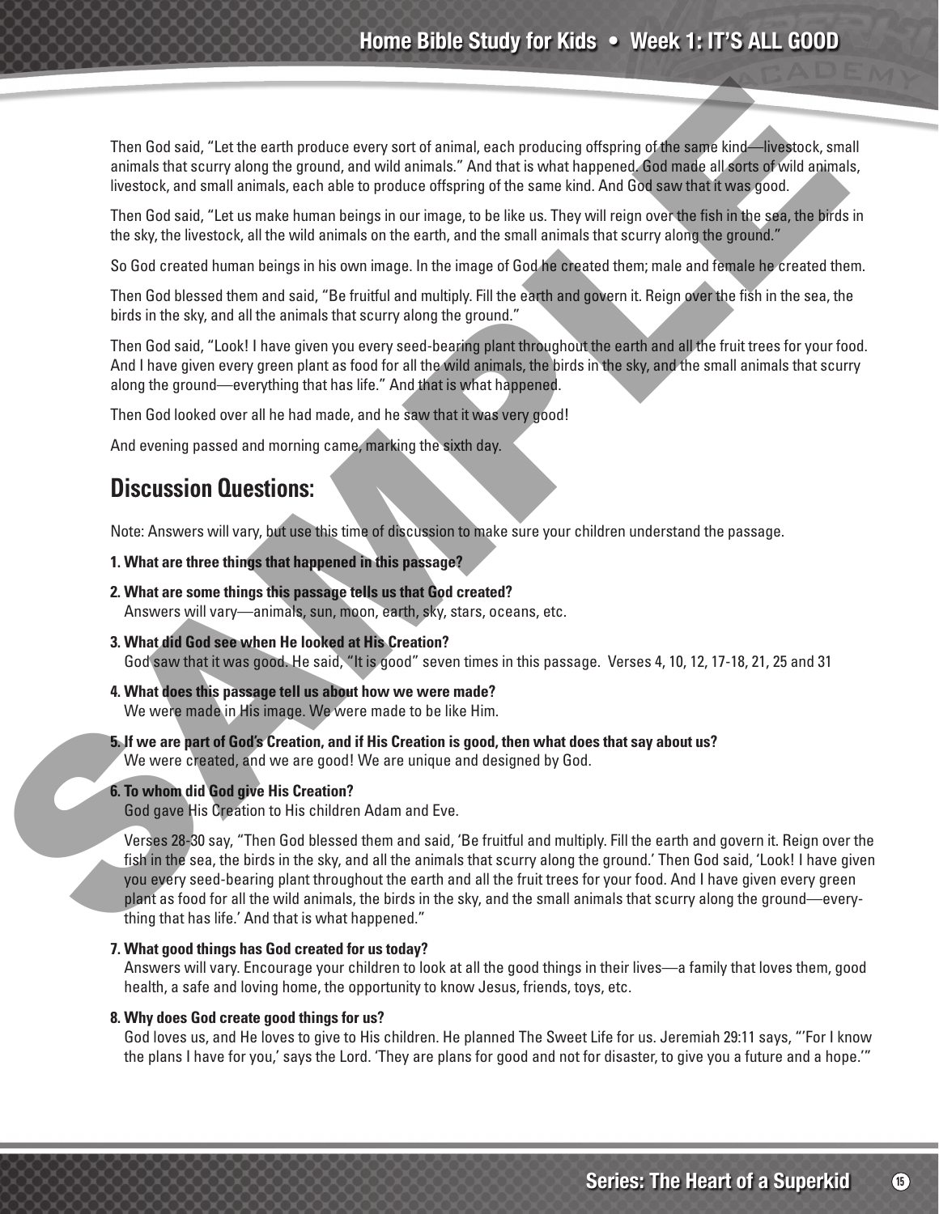Then God said, "Let the earth produce every sort of animal, each producing offspring of the same kind—livestock, small animals that scurry along the ground, and wild animals." And that is what happened. God made all sorts of wild animals, livestock, and small animals, each able to produce offspring of the same kind. And God saw that it was good.

Then God said, "Let us make human beings in our image, to be like us. They will reign over the fish in the sea, the birds in the sky, the livestock, all the wild animals on the earth, and the small animals that scurry along the ground."

So God created human beings in his own image. In the image of God he created them; male and female he created them.

Then God blessed them and said, "Be fruitful and multiply. Fill the earth and govern it. Reign over the fish in the sea, the birds in the sky, and all the animals that scurry along the ground."

Then God said, "Look! I have given you every seed-bearing plant throughout the earth and all the fruit trees for your food. And I have given every green plant as food for all the wild animals, the birds in the sky, and the small animals that scurry along the ground—everything that has life." And that is what happened.

Then God looked over all he had made, and he saw that it was very good!

And evening passed and morning came, marking the sixth day.

## Discussion Questions:

Note: Answers will vary, but use this time of discussion to make sure your children understand the passage.

**1. What are three things that happened in this passage?**

**2. What are some things this passage tells us that God created?**
Answers will vary—animals, sun, moon, earth, sky, stars, oceans, etc.

**3. What did God see when He looked at His Creation?**
God saw that it was good. He said, "It is good" seven times in this passage. Verses 4, 10, 12, 17-18, 21, 25 and 31

**4. What does this passage tell us about how we were made?**
We were made in His image. We were made to be like Him.

**5. If we are part of God's Creation, and if His Creation is good, then what does that say about us?**
We were created, and we are good! We are unique and designed by God.

**6. To whom did God give His Creation?**
God gave His Creation to His children Adam and Eve.

Verses 28-30 say, "Then God blessed them and said, 'Be fruitful and multiply. Fill the earth and govern it. Reign over the fish in the sea, the birds in the sky, and all the animals that scurry along the ground.' Then God said, 'Look! I have given you every seed-bearing plant throughout the earth and all the fruit trees for your food. And I have given every green plant as food for all the wild animals, the birds in the sky, and the small animals that scurry along the ground—everything that has life.' And that is what happened."

**7. What good things has God created for us today?**
Answers will vary. Encourage your children to look at all the good things in their lives—a family that loves them, good health, a safe and loving home, the opportunity to know Jesus, friends, toys, etc.

**8. Why does God create good things for us?**
God loves us, and He loves to give to His children. He planned The Sweet Life for us. Jeremiah 29:11 says, "'For I know the plans I have for you,' says the Lord. 'They are plans for good and not for disaster, to give you a future and a hope.'"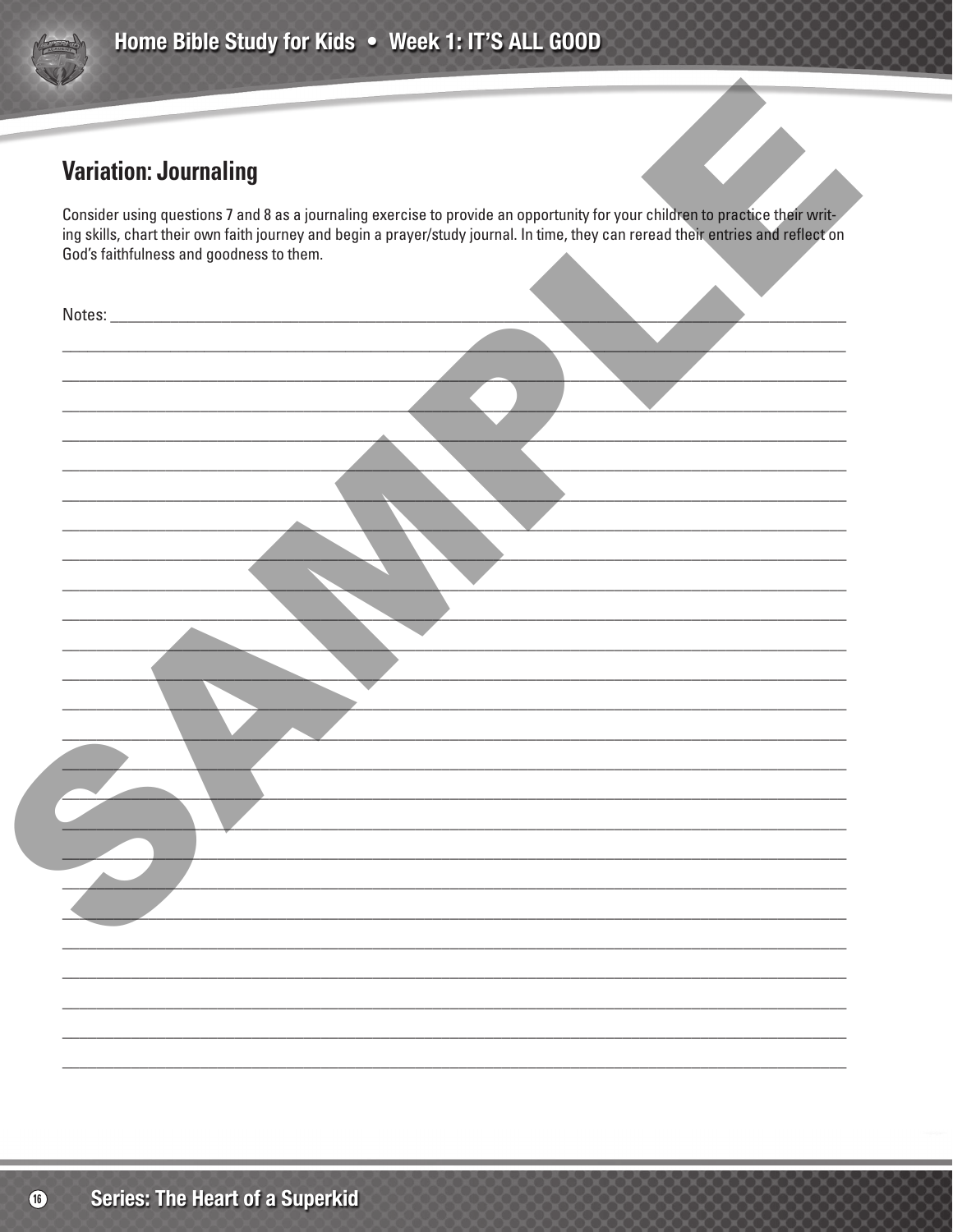## Variation: Journaling

Consider using questions 7 and 8 as a journaling exercise to provide an opportunity for your children to practice their writing skills, chart their own faith journey and begin a prayer/study journal. In time, they can reread their entries and reflect on God's faithfulness and goodness to them.

Notes: ______________________________________________________________________________

______________________________________________________________________________

______________________________________________________________________________

______________________________________________________________________________

______________________________________________________________________________

______________________________________________________________________________

______________________________________________________________________________

______________________________________________________________________________

______________________________________________________________________________

______________________________________________________________________________

______________________________________________________________________________

______________________________________________________________________________

______________________________________________________________________________

______________________________________________________________________________

______________________________________________________________________________

______________________________________________________________________________

______________________________________________________________________________

______________________________________________________________________________

______________________________________________________________________________

______________________________________________________________________________

______________________________________________________________________________

______________________________________________________________________________

______________________________________________________________________________

______________________________________________________________________________

______________________________________________________________________________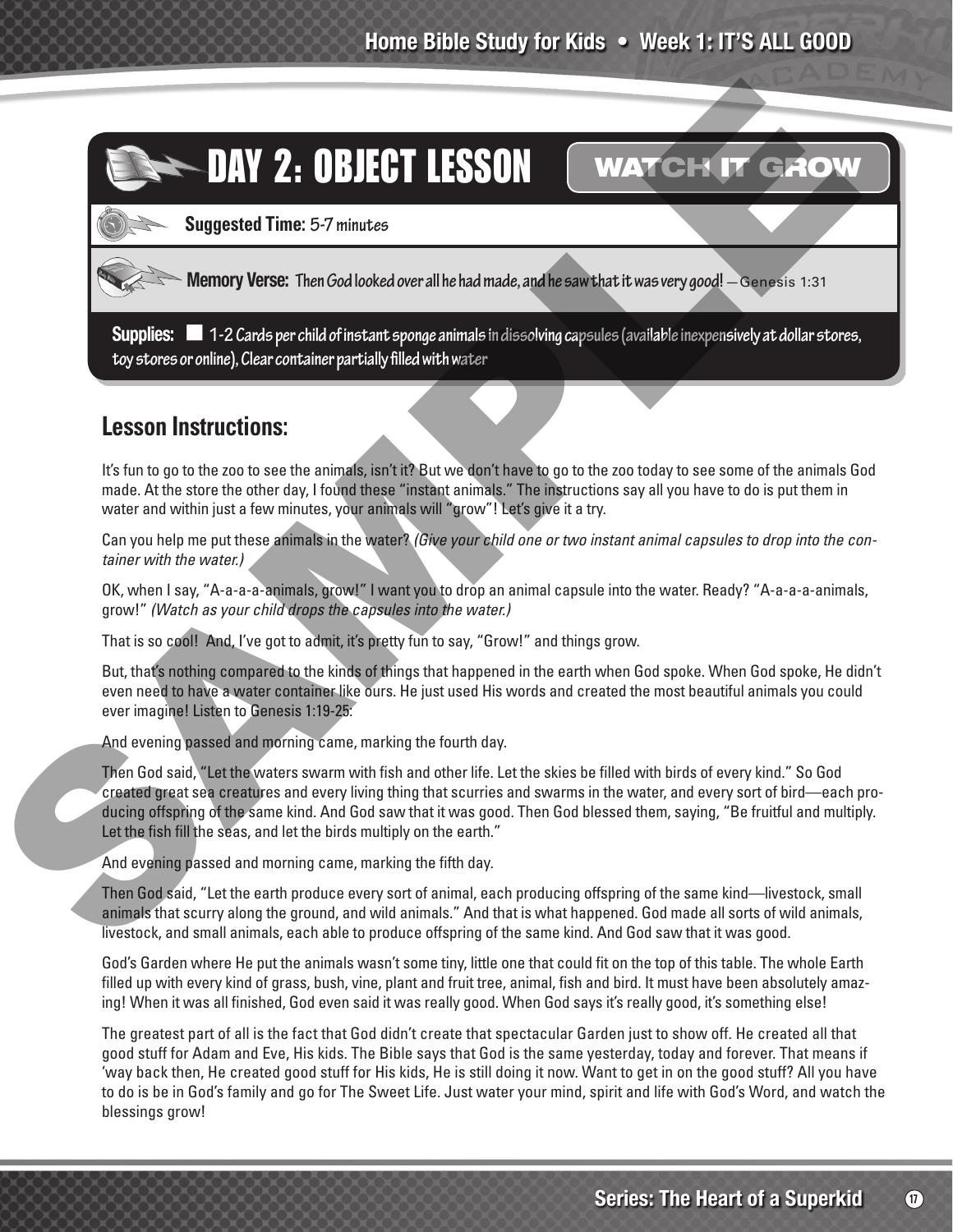# DAY 2: OBJECT LESSON

## WATCH IT GROW

**Suggested Time:** 5-7 minutes

**Memory Verse:** Then God looked over all he had made, and he saw that it was very good! —Genesis 1:31

**Supplies:** ■ 1-2 Cards per child of instant sponge animals in dissolving capsules (available inexpensively at dollar stores, toy stores or online), Clear container partially filled with water

## Lesson Instructions:

It's fun to go to the zoo to see the animals, isn't it? But we don't have to go to the zoo today to see some of the animals God made. At the store the other day, I found these "instant animals." The instructions say all you have to do is put them in water and within just a few minutes, your animals will "grow"! Let's give it a try.

Can you help me put these animals in the water? *(Give your child one or two instant animal capsules to drop into the container with the water.)*

OK, when I say, "A-a-a-a-animals, grow!" I want you to drop an animal capsule into the water. Ready? "A-a-a-a-animals, grow!" *(Watch as your child drops the capsules into the water.)*

That is so cool! And, I've got to admit, it's pretty fun to say, "Grow!" and things grow.

But, that's nothing compared to the kinds of things that happened in the earth when God spoke. When God spoke, He didn't even need to have a water container like ours. He just used His words and created the most beautiful animals you could ever imagine! Listen to Genesis 1:19-25:

And evening passed and morning came, marking the fourth day.

Then God said, "Let the waters swarm with fish and other life. Let the skies be filled with birds of every kind." So God created great sea creatures and every living thing that scurries and swarms in the water, and every sort of bird—each producing offspring of the same kind. And God saw that it was good. Then God blessed them, saying, "Be fruitful and multiply. Let the fish fill the seas, and let the birds multiply on the earth."

And evening passed and morning came, marking the fifth day.

Then God said, "Let the earth produce every sort of animal, each producing offspring of the same kind—livestock, small animals that scurry along the ground, and wild animals." And that is what happened. God made all sorts of wild animals, livestock, and small animals, each able to produce offspring of the same kind. And God saw that it was good.

God's Garden where He put the animals wasn't some tiny, little one that could fit on the top of this table. The whole Earth filled up with every kind of grass, bush, vine, plant and fruit tree, animal, fish and bird. It must have been absolutely amazing! When it was all finished, God even said it was really good. When God says it's really good, it's something else!

The greatest part of all is the fact that God didn't create that spectacular Garden just to show off. He created all that good stuff for Adam and Eve, His kids. The Bible says that God is the same yesterday, today and forever. That means if 'way back then, He created good stuff for His kids, He is still doing it now. Want to get in on the good stuff? All you have to do is be in God's family and go for The Sweet Life. Just water your mind, spirit and life with God's Word, and watch the blessings grow!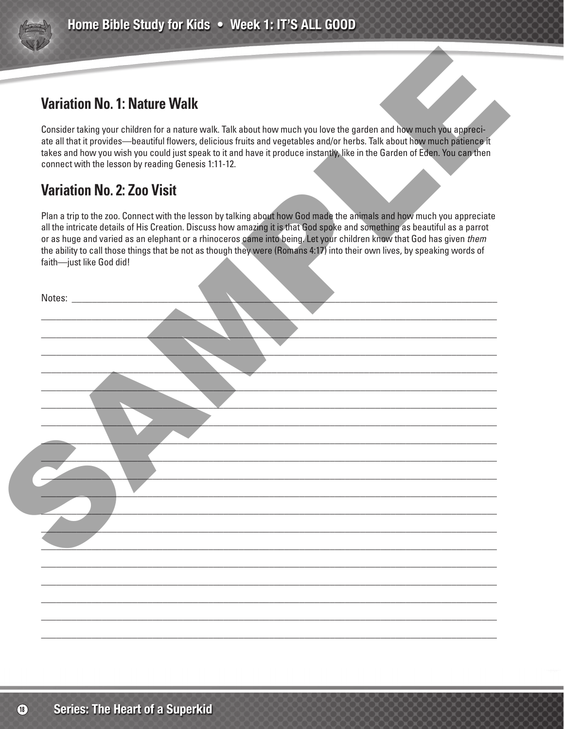## Variation No. 1: Nature Walk

Consider taking your children for a nature walk. Talk about how much you love the garden and how much you appreciate all that it provides—beautiful flowers, delicious fruits and vegetables and/or herbs. Talk about how much patience it takes and how you wish you could just speak to it and have it produce instantly, like in the Garden of Eden. You can then connect with the lesson by reading Genesis 1:11-12.

## Variation No. 2: Zoo Visit

Plan a trip to the zoo. Connect with the lesson by talking about how God made the animals and how much you appreciate all the intricate details of His Creation. Discuss how amazing it is that God spoke and something as beautiful as a parrot or as huge and varied as an elephant or a rhinoceros came into being. Let your children know that God has given *them* the ability to call those things that be not as though they were (Romans 4:17) into their own lives, by speaking words of faith—just like God did!

Notes: ____________________________________________________________________________

____________________________________________________________________________________

____________________________________________________________________________________

____________________________________________________________________________________

____________________________________________________________________________________

____________________________________________________________________________________

____________________________________________________________________________________

____________________________________________________________________________________

____________________________________________________________________________________

____________________________________________________________________________________

____________________________________________________________________________________

____________________________________________________________________________________

____________________________________________________________________________________

____________________________________________________________________________________

____________________________________________________________________________________

____________________________________________________________________________________

____________________________________________________________________________________

____________________________________________________________________________________

____________________________________________________________________________________

____________________________________________________________________________________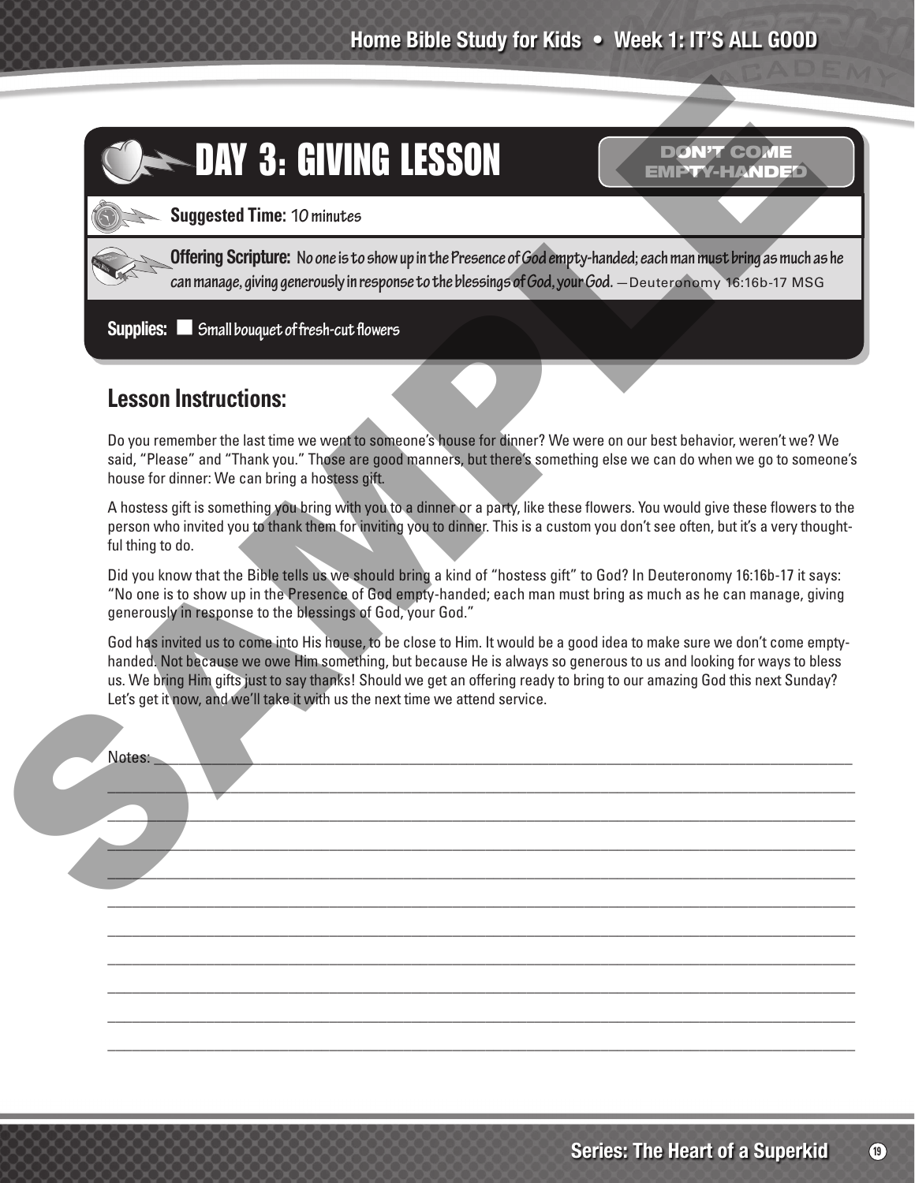# DAY 3: GIVING LESSON

DON'T COME EMPTY-HANDED

**Suggested Time:** 10 minutes

**Offering Scripture:** No one is to show up in the Presence of God empty-handed; each man must bring as much as he can manage, giving generously in response to the blessings of God, your God. —Deuteronomy 16:16b-17 MSG

**Supplies:** ■ Small bouquet of fresh-cut flowers

## Lesson Instructions:

Do you remember the last time we went to someone's house for dinner? We were on our best behavior, weren't we? We said, "Please" and "Thank you." Those are good manners, but there's something else we can do when we go to someone's house for dinner: We can bring a hostess gift.

A hostess gift is something you bring with you to a dinner or a party, like these flowers. You would give these flowers to the person who invited you to thank them for inviting you to dinner. This is a custom you don't see often, but it's a very thoughtful thing to do.

Did you know that the Bible tells us we should bring a kind of "hostess gift" to God? In Deuteronomy 16:16b-17 it says: "No one is to show up in the Presence of God empty-handed; each man must bring as much as he can manage, giving generously in response to the blessings of God, your God."

God has invited us to come into His house, to be close to Him. It would be a good idea to make sure we don't come empty-handed. Not because we owe Him something, but because He is always so generous to us and looking for ways to bless us. We bring Him gifts just to say thanks! Should we get an offering ready to bring to our amazing God this next Sunday? Let's get it now, and we'll take it with us the next time we attend service.

Notes: ______________________________________________________________________________

______________________________________________________________________________

______________________________________________________________________________

______________________________________________________________________________

______________________________________________________________________________

______________________________________________________________________________

______________________________________________________________________________

______________________________________________________________________________

______________________________________________________________________________

______________________________________________________________________________

______________________________________________________________________________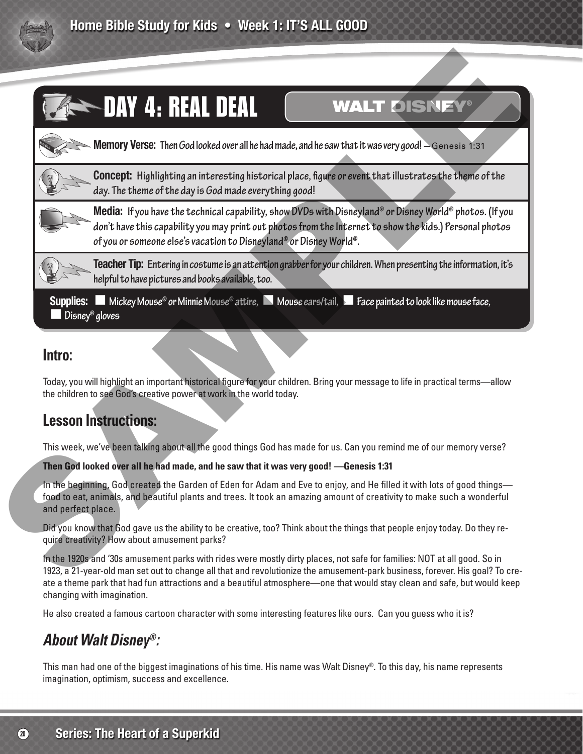# DAY 4: REAL DEAL

## WALT DISNEY®

**Memory Verse:** Then God looked over all he had made, and he saw that it was very good! —Genesis 1:31

**Concept:** Highlighting an interesting historical place, figure or event that illustrates the theme of the day. The theme of the day is God made everything good!

**Media:** If you have the technical capability, show DVDs with Disneyland® or Disney World® photos. (If you don't have this capability you may print out photos from the Internet to show the kids.) Personal photos of you or someone else's vacation to Disneyland® or Disney World®.

**Teacher Tip:** Entering in costume is an attention grabber for your children. When presenting the information, it's helpful to have pictures and books available, too.

**Supplies:** ■ Mickey Mouse® or Minnie Mouse® attire, ■ Mouse ears/tail, ■ Face painted to look like mouse face, ■ Disney® gloves

## Intro:

Today, you will highlight an important historical figure for your children. Bring your message to life in practical terms—allow the children to see God's creative power at work in the world today.

## Lesson Instructions:

This week, we've been talking about all the good things God has made for us. Can you remind me of our memory verse?

**Then God looked over all he had made, and he saw that it was very good! —Genesis 1:31**

In the beginning, God created the Garden of Eden for Adam and Eve to enjoy, and He filled it with lots of good things—food to eat, animals, and beautiful plants and trees. It took an amazing amount of creativity to make such a wonderful and perfect place.

Did you know that God gave us the ability to be creative, too? Think about the things that people enjoy today. Do they require creativity? How about amusement parks?

In the 1920s and '30s amusement parks with rides were mostly dirty places, not safe for families: NOT at all good. So in 1923, a 21-year-old man set out to change all that and revolutionize the amusement-park business, forever. His goal? To create a theme park that had fun attractions and a beautiful atmosphere—one that would stay clean and safe, but would keep changing with imagination.

He also created a famous cartoon character with some interesting features like ours. Can you guess who it is?

## *About Walt Disney®:*

This man had one of the biggest imaginations of his time. His name was Walt Disney®. To this day, his name represents imagination, optimism, success and excellence.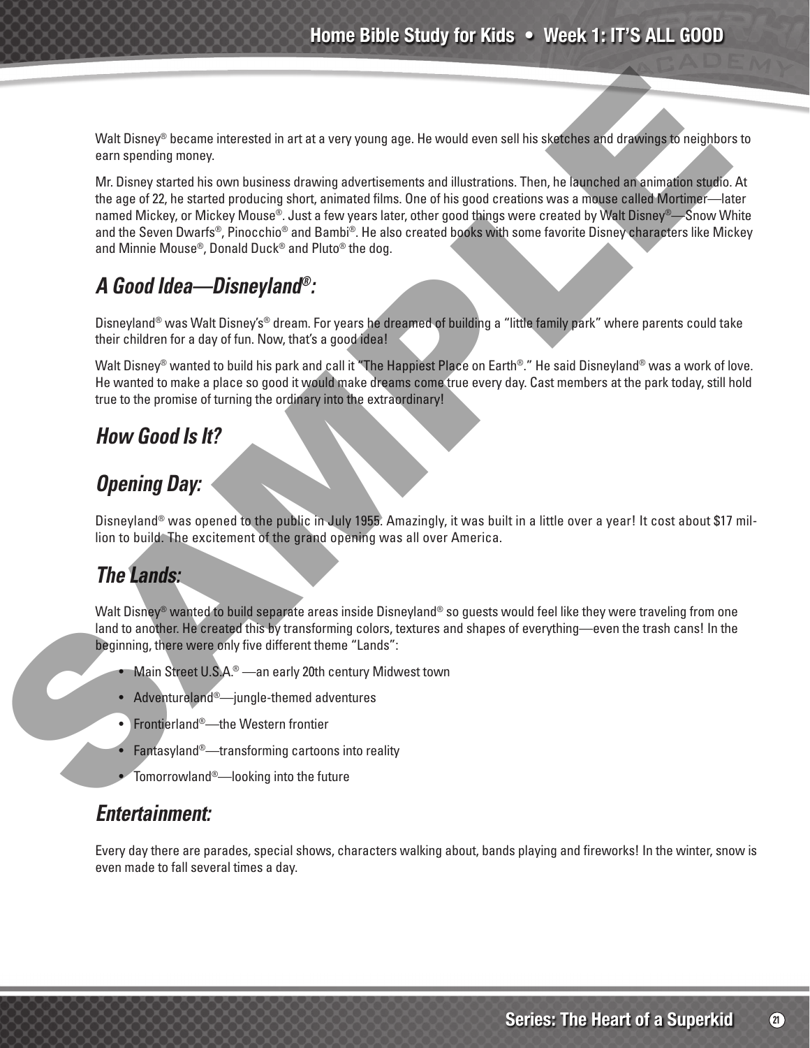Walt Disney® became interested in art at a very young age. He would even sell his sketches and drawings to neighbors to earn spending money.

Mr. Disney started his own business drawing advertisements and illustrations. Then, he launched an animation studio. At the age of 22, he started producing short, animated films. One of his good creations was a mouse called Mortimer—later named Mickey, or Mickey Mouse®. Just a few years later, other good things were created by Walt Disney®—Snow White and the Seven Dwarfs®, Pinocchio® and Bambi®. He also created books with some favorite Disney characters like Mickey and Minnie Mouse®, Donald Duck® and Pluto® the dog.

## *A Good Idea—Disneyland®:*

Disneyland® was Walt Disney's® dream. For years he dreamed of building a "little family park" where parents could take their children for a day of fun. Now, that's a good idea!

Walt Disney® wanted to build his park and call it "The Happiest Place on Earth®." He said Disneyland® was a work of love. He wanted to make a place so good it would make dreams come true every day. Cast members at the park today, still hold true to the promise of turning the ordinary into the extraordinary!

## *How Good Is It?*

## *Opening Day:*

Disneyland® was opened to the public in July 1955. Amazingly, it was built in a little over a year! It cost about $17 million to build. The excitement of the grand opening was all over America.

## *The Lands:*

Walt Disney® wanted to build separate areas inside Disneyland® so guests would feel like they were traveling from one land to another. He created this by transforming colors, textures and shapes of everything—even the trash cans! In the beginning, there were only five different theme "Lands":

- Main Street U.S.A.® —an early 20th century Midwest town
- Adventureland®—jungle-themed adventures
- Frontierland®—the Western frontier
- Fantasyland®—transforming cartoons into reality
- Tomorrowland®—looking into the future

## *Entertainment:*

Every day there are parades, special shows, characters walking about, bands playing and fireworks! In the winter, snow is even made to fall several times a day.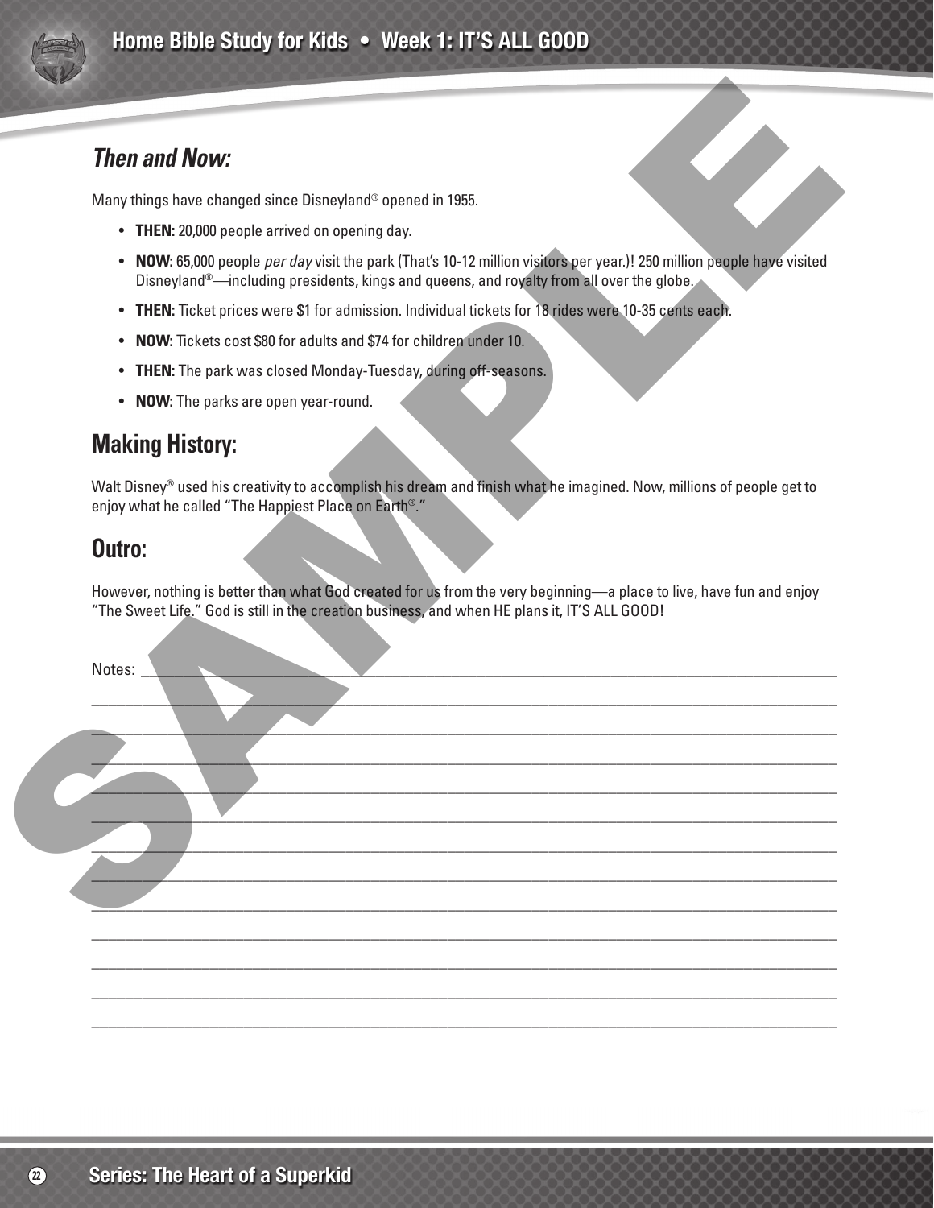## *Then and Now:*

Many things have changed since Disneyland® opened in 1955.

- **THEN:** 20,000 people arrived on opening day.
- **NOW:** 65,000 people *per day* visit the park (That's 10-12 million visitors per year.)! 250 million people have visited Disneyland®—including presidents, kings and queens, and royalty from all over the globe.
- **THEN:** Ticket prices were $1 for admission. Individual tickets for 18 rides were 10-35 cents each.
- **NOW:** Tickets cost $80 for adults and $74 for children under 10.
- **THEN:** The park was closed Monday-Tuesday, during off-seasons.
- **NOW:** The parks are open year-round.

## Making History:

Walt Disney® used his creativity to accomplish his dream and finish what he imagined. Now, millions of people get to enjoy what he called "The Happiest Place on Earth®."

## Outro:

However, nothing is better than what God created for us from the very beginning—a place to live, have fun and enjoy "The Sweet Life." God is still in the creation business, and when HE plans it, IT'S ALL GOOD!

Notes: ______________________________________________________________________________

______________________________________________________________________________

______________________________________________________________________________

______________________________________________________________________________

______________________________________________________________________________

______________________________________________________________________________

______________________________________________________________________________

______________________________________________________________________________

______________________________________________________________________________

______________________________________________________________________________

______________________________________________________________________________

______________________________________________________________________________

______________________________________________________________________________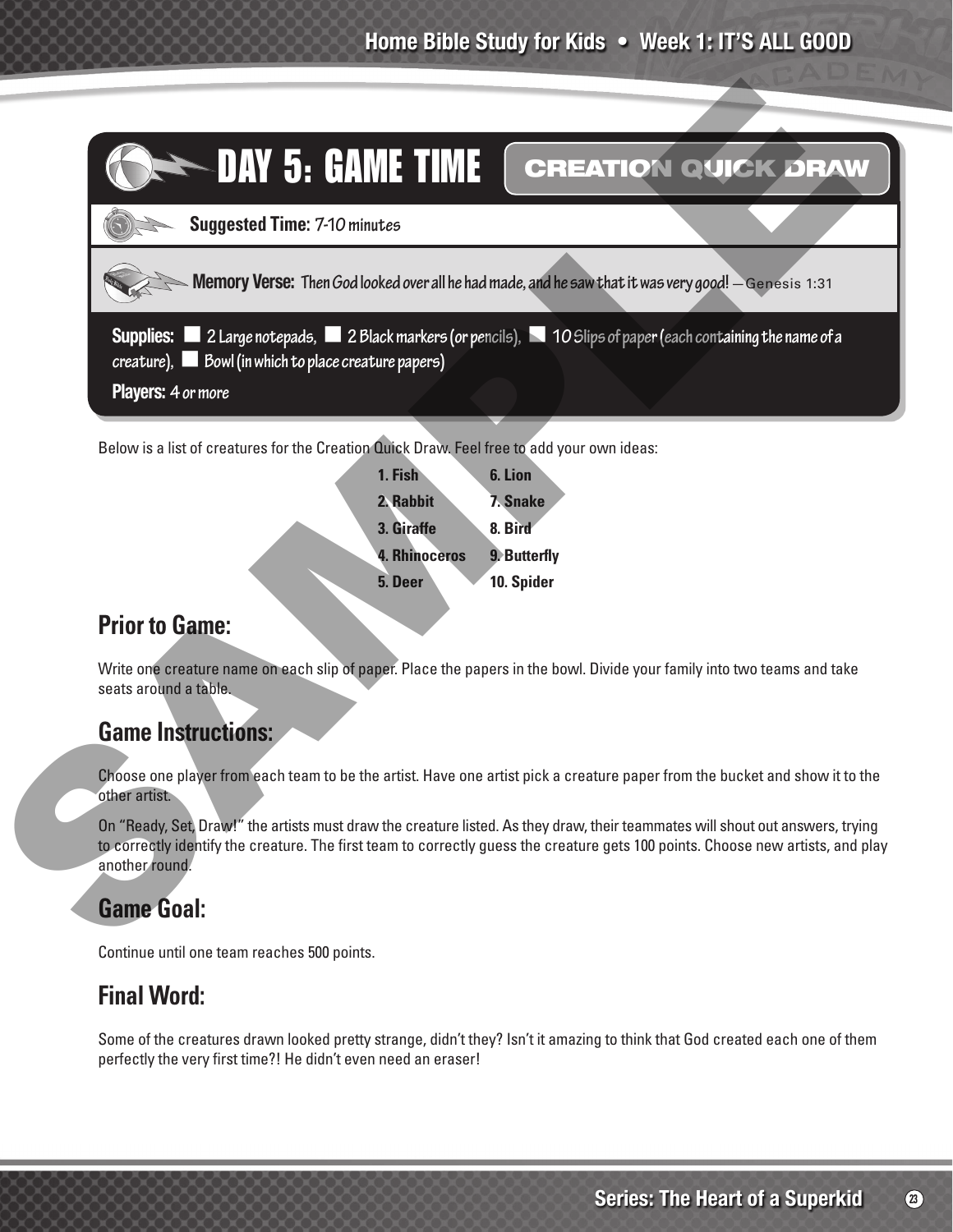# DAY 5: GAME TIME

## CREATION QUICK DRAW

**Suggested Time:** 7-10 minutes

**Memory Verse:** Then God looked over all he had made, and he saw that it was very good! —Genesis 1:31

**Supplies:** 2 Large notepads, 2 Black markers (or pencils), 10 Slips of paper (each containing the name of a creature), Bowl (in which to place creature papers)

**Players:** 4 or more

Below is a list of creatures for the Creation Quick Draw. Feel free to add your own ideas:

**1. Fish**
**2. Rabbit**
**3. Giraffe**
**4. Rhinoceros**
**5. Deer**
**6. Lion**
**7. Snake**
**8. Bird**
**9. Butterfly**
**10. Spider**

## Prior to Game:

Write one creature name on each slip of paper. Place the papers in the bowl. Divide your family into two teams and take seats around a table.

## Game Instructions:

Choose one player from each team to be the artist. Have one artist pick a creature paper from the bucket and show it to the other artist.

On "Ready, Set, Draw!" the artists must draw the creature listed. As they draw, their teammates will shout out answers, trying to correctly identify the creature. The first team to correctly guess the creature gets 100 points. Choose new artists, and play another round.

## Game Goal:

Continue until one team reaches 500 points.

## Final Word:

Some of the creatures drawn looked pretty strange, didn't they? Isn't it amazing to think that God created each one of them perfectly the very first time?! He didn't even need an eraser!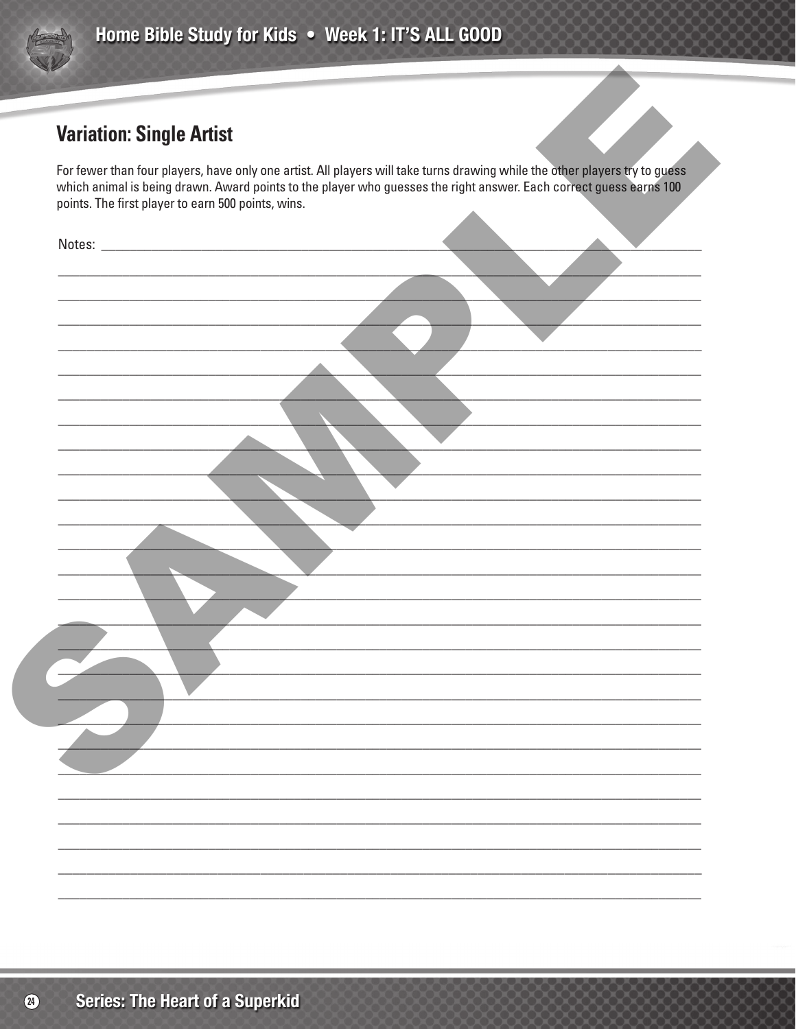## Variation: Single Artist

For fewer than four players, have only one artist. All players will take turns drawing while the other players try to guess which animal is being drawn. Award points to the player who guesses the right answer. Each correct guess earns 100 points. The first player to earn 500 points, wins.

Notes: ______________________________________________________________________________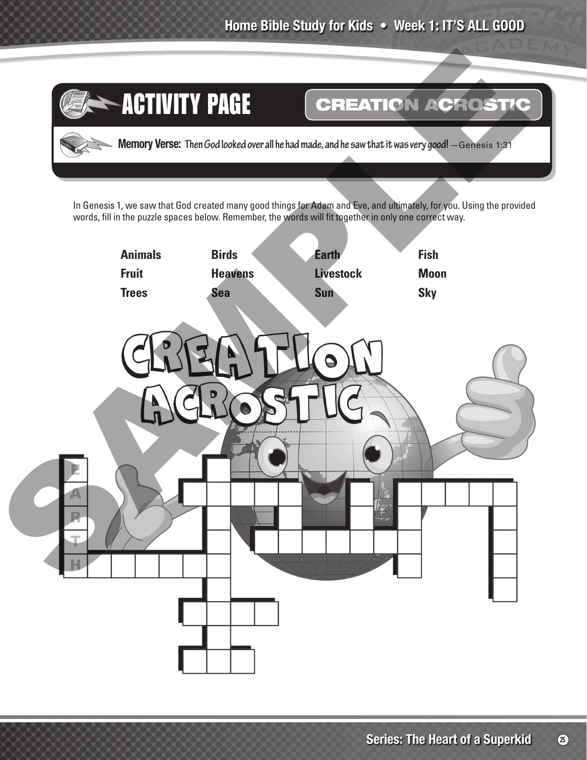# ACTIVITY PAGE

## CREATION ACROSTIC

**Memory Verse:** *Then God looked over all he had made, and he saw that it was very good!* —Genesis 1:31

In Genesis 1, we saw that God created many good things for Adam and Eve, and ultimately, for you. Using the provided words, fill in the puzzle spaces below. Remember, the words will fit together in only one correct way.

| | | | |
|---|---|---|---|
| **Animals** | **Birds** | **Earth** | **Fish** |
| **Fruit** | **Heavens** | **Livestock** | **Moon** |
| **Trees** | **Sea** | **Sun** | **Sky** |

CREATION ACROSTIC

E
A
R
T
H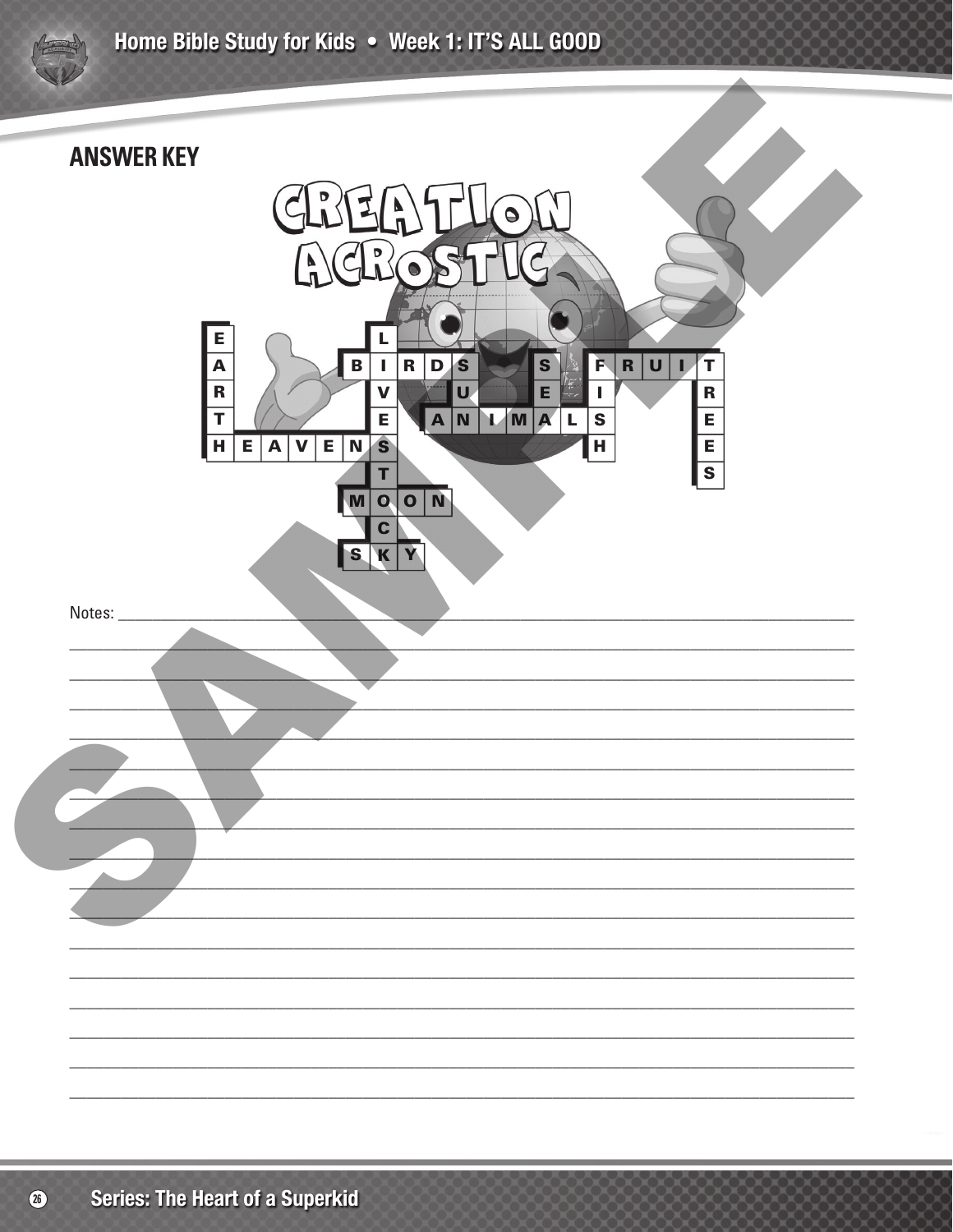## ANSWER KEY

# CREATION ACROSTIC

EARTH
HEAVENS
LIVESTOCK
BIRDS
SUN
SEA
ANIMALS
FISH
FRUIT
TREES
MOON
SKY

Notes: ______________________________________________________________________________